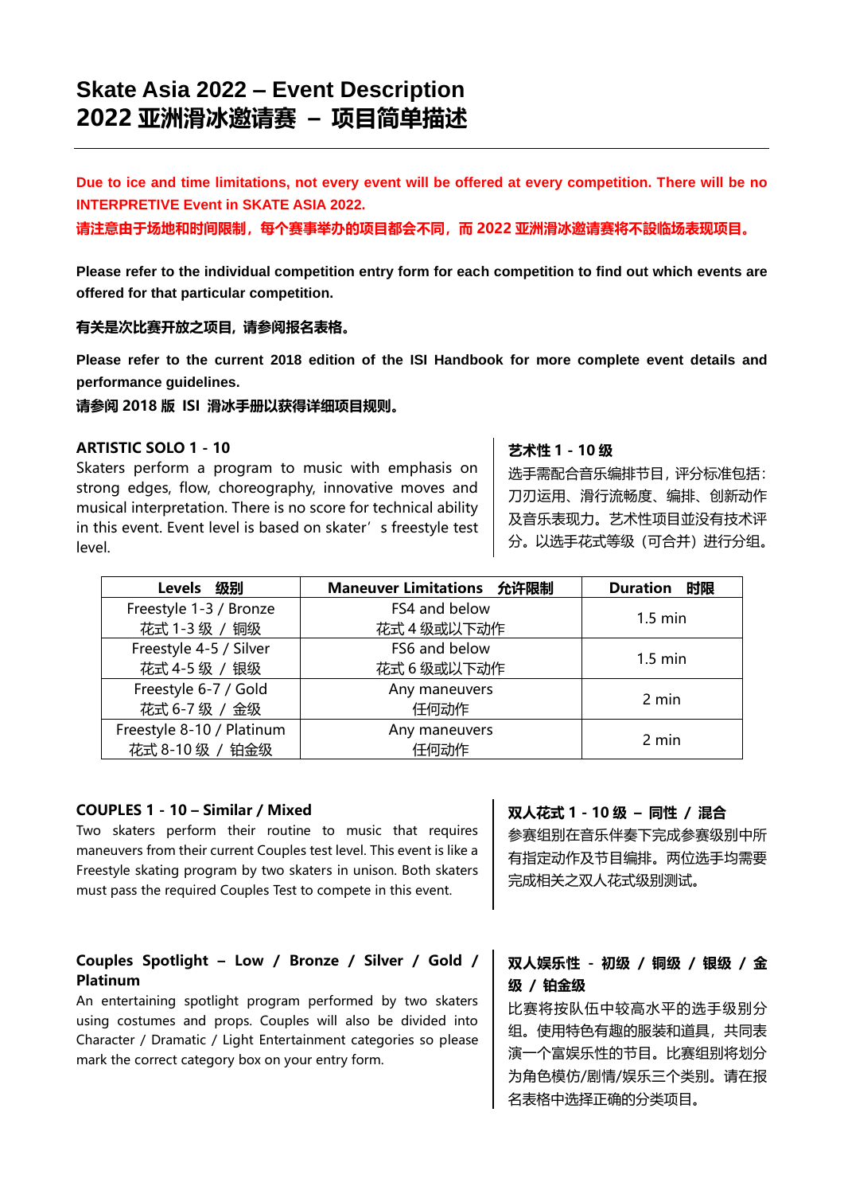# Skate Asia 2022 – Event Description
# 2022 亚洲滑冰邀请赛 – 项目简单描述

**Due to ice and time limitations, not every event will be offered at every competition. There will be no INTERPRETIVE Event in SKATE ASIA 2022.**

**请注意由于场地和时间限制，每个赛事举办的项目都会不同，而 2022 亚洲滑冰邀请赛将不設临场表现项目。**

**Please refer to the individual competition entry form for each competition to find out which events are offered for that particular competition.**

**有关是次比赛开放之项目，请参阅报名表格。**

**Please refer to the current 2018 edition of the ISI Handbook for more complete event details and performance guidelines.**

**请参阅 2018 版 ISI 滑冰手册以获得详细项目规则。**

**ARTISTIC SOLO 1 - 10**

Skaters perform a program to music with emphasis on strong edges, flow, choreography, innovative moves and musical interpretation. There is no score for technical ability in this event. Event level is based on skater's freestyle test level.

**艺术性 1 - 10 级**

选手需配合音乐编排节目，评分标准包括：刀刃运用、滑行流畅度、编排、创新动作及音乐表现力。艺术性项目並没有技术评分。以选手花式等级（可合并）进行分组。

| Levels 级别 | Maneuver Limitations 允许限制 | Duration 时限 |
|---|---|---|
| Freestyle 1-3 / Bronze<br>花式 1-3 级 / 铜级 | FS4 and below<br>花式 4 级或以下动作 | 1.5 min |
| Freestyle 4-5 / Silver<br>花式 4-5 级 / 银级 | FS6 and below<br>花式 6 级或以下动作 | 1.5 min |
| Freestyle 6-7 / Gold<br>花式 6-7 级 / 金级 | Any maneuvers<br>任何动作 | 2 min |
| Freestyle 8-10 / Platinum<br>花式 8-10 级 / 铂金级 | Any maneuvers<br>任何动作 | 2 min |

**COUPLES 1 - 10 – Similar / Mixed**

Two skaters perform their routine to music that requires maneuvers from their current Couples test level. This event is like a Freestyle skating program by two skaters in unison. Both skaters must pass the required Couples Test to compete in this event.

**双人花式 1 - 10 级 – 同性 / 混合**

参赛组别在音乐伴奏下完成参赛级别中所有指定动作及节目编排。两位选手均需要完成相关之双人花式级别测试。

**Couples Spotlight – Low / Bronze / Silver / Gold / Platinum**

An entertaining spotlight program performed by two skaters using costumes and props. Couples will also be divided into Character / Dramatic / Light Entertainment categories so please mark the correct category box on your entry form.

**双人娱乐性 - 初级 / 铜级 / 银级 / 金级 / 铂金级**

比赛将按队伍中较高水平的选手级别分组。使用特色有趣的服装和道具，共同表演一个富娱乐性的节目。比赛组别将划分为角色模仿/剧情/娱乐三个类别。请在报名表格中选择正确的分类项目。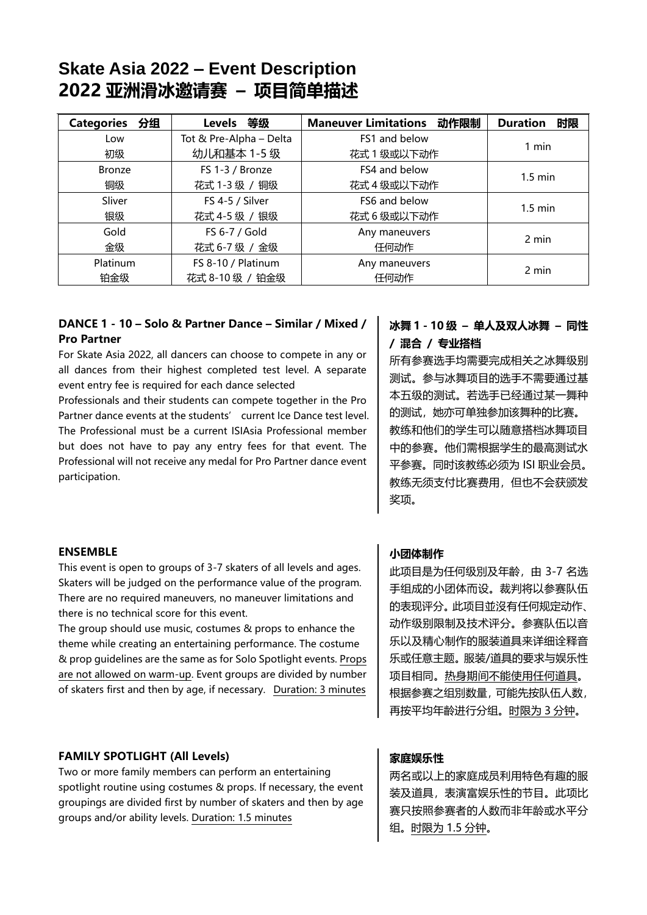# Skate Asia 2022 – Event Description
# 2022 亚洲滑冰邀请赛 – 项目简单描述

| Categories 分组 | Levels 等级 | Maneuver Limitations 动作限制 | Duration 时限 |
|---|---|---|---|
| Low<br>初级 | Tot & Pre-Alpha – Delta<br>幼儿和基本 1-5 级 | FS1 and below<br>花式 1 级或以下动作 | 1 min |
| Bronze<br>铜级 | FS 1-3 / Bronze<br>花式 1-3 级 / 铜级 | FS4 and below<br>花式 4 级或以下动作 | 1.5 min |
| Sliver<br>银级 | FS 4-5 / Silver<br>花式 4-5 级 / 银级 | FS6 and below<br>花式 6 级或以下动作 | 1.5 min |
| Gold<br>金级 | FS 6-7 / Gold<br>花式 6-7 级 / 金级 | Any maneuvers<br>任何动作 | 2 min |
| Platinum<br>铂金级 | FS 8-10 / Platinum<br>花式 8-10 级 / 铂金级 | Any maneuvers<br>任何动作 | 2 min |

**DANCE 1 - 10 – Solo & Partner Dance – Similar / Mixed / Pro Partner**

For Skate Asia 2022, all dancers can choose to compete in any or all dances from their highest completed test level. A separate event entry fee is required for each dance selected

Professionals and their students can compete together in the Pro Partner dance events at the students' current Ice Dance test level. The Professional must be a current ISIAsia Professional member but does not have to pay any entry fees for that event. The Professional will not receive any medal for Pro Partner dance event participation.

**冰舞 1 - 10 级 – 单人及双人冰舞 – 同性 / 混合 / 专业搭档**

所有参赛选手均需要完成相关之冰舞级别测试。参与冰舞项目的选手不需要通过基本五级的测试。若选手已经通过某一舞种的测试，她亦可单独参加该舞种的比赛。

教练和他们的学生可以随意搭档冰舞项目中的参赛。他们需根据学生的最高测试水平参赛。同时该教练必须为 ISI 职业会员。教练无须支付比赛费用，但也不会获颁发奖项。

**ENSEMBLE**

This event is open to groups of 3-7 skaters of all levels and ages. Skaters will be judged on the performance value of the program. There are no required maneuvers, no maneuver limitations and there is no technical score for this event.

The group should use music, costumes & props to enhance the theme while creating an entertaining performance. The costume & prop guidelines are the same as for Solo Spotlight events. Props are not allowed on warm-up. Event groups are divided by number of skaters first and then by age, if necessary. Duration: 3 minutes

**小团体制作**

此项目是为任何级别及年龄，由 3-7 名选手组成的小团体而设。裁判将以参赛队伍的表现评分。此项目並没有任何规定动作、动作级别限制及技术评分。参赛队伍以音乐以及精心制作的服装道具来详细诠释音乐或任意主题。服装/道具的要求与娱乐性项目相同。热身期间不能使用任何道具。根据参赛之组别数量，可能先按队伍人数，再按平均年龄进行分组。时限为 3 分钟。

**FAMILY SPOTLIGHT (All Levels)**

Two or more family members can perform an entertaining spotlight routine using costumes & props. If necessary, the event groupings are divided first by number of skaters and then by age groups and/or ability levels. Duration: 1.5 minutes

**家庭娱乐性**

两名或以上的家庭成员利用特色有趣的服装及道具，表演富娱乐性的节目。此项比赛只按照参赛者的人数而非年龄或水平分组。时限为 1.5 分钟。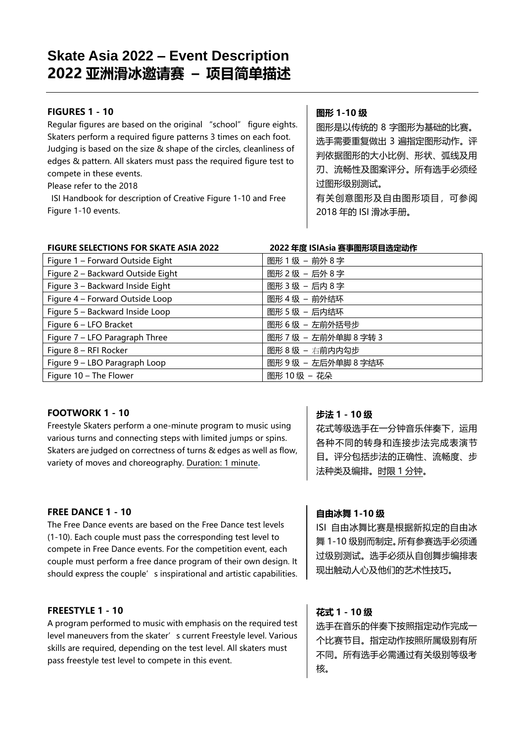# Skate Asia 2022 – Event Description
# 2022 亚洲滑冰邀请赛 – 项目简单描述

### FIGURES 1 - 10

Regular figures are based on the original "school" figure eights. Skaters perform a required figure patterns 3 times on each foot. Judging is based on the size & shape of the circles, cleanliness of edges & pattern. All skaters must pass the required figure test to compete in these events.

Please refer to the 2018

ISI Handbook for description of Creative Figure 1-10 and Free Figure 1-10 events.

### 图形 1-10 级

图形是以传统的 8 字图形为基础的比赛。选手需要重复做出 3 遍指定图形动作。评判依据图形的大小比例、形状、弧线及用刃、流畅性及图案评分。所有选手必须经过图形级别测试。

有关创意图形及自由图形项目，可参阅 2018 年的 ISI 滑冰手册。

| FIGURE SELECTIONS FOR SKATE ASIA 2022 | 2022 年度 ISIAsia 赛事图形项目选定动作 |
|---|---|
| Figure 1 – Forward Outside Eight | 图形 1 级 – 前外 8 字 |
| Figure 2 – Backward Outside Eight | 图形 2 级 – 后外 8 字 |
| Figure 3 – Backward Inside Eight | 图形 3 级 – 后内 8 字 |
| Figure 4 – Forward Outside Loop | 图形 4 级 – 前外结环 |
| Figure 5 – Backward Inside Loop | 图形 5 级 – 后内结环 |
| Figure 6 – LFO Bracket | 图形 6 级 – 左前外括号步 |
| Figure 7 – LFO Paragraph Three | 图形 7 级 – 左前外单脚 8 字转 3 |
| Figure 8 – RFI Rocker | 图形 8 级 – 右前内内勾步 |
| Figure 9 – LBO Paragraph Loop | 图形 9 级 – 左后外单脚 8 字结环 |
| Figure 10 – The Flower | 图形 10 级 – 花朵 |

### FOOTWORK 1 - 10

Freestyle Skaters perform a one-minute program to music using various turns and connecting steps with limited jumps or spins. Skaters are judged on correctness of turns & edges as well as flow, variety of moves and choreography. Duration: 1 minute.

### 步法 1 - 10 级

花式等级选手在一分钟音乐伴奏下，运用各种不同的转身和连接步法完成表演节目。评分包括步法的正确性、流畅度、步法种类及编排。时限 1 分钟。

### FREE DANCE 1 - 10

The Free Dance events are based on the Free Dance test levels (1-10). Each couple must pass the corresponding test level to compete in Free Dance events. For the competition event, each couple must perform a free dance program of their own design. It should express the couple's inspirational and artistic capabilities.

### 自由冰舞 1-10 级

ISI 自由冰舞比赛是根据新拟定的自由冰舞 1-10 级别而制定。所有参赛选手必须通过级别测试。选手必须从自创舞步编排表现出触动人心及他们的艺术性技巧。

### FREESTYLE 1 - 10

A program performed to music with emphasis on the required test level maneuvers from the skater's current Freestyle level. Various skills are required, depending on the test level. All skaters must pass freestyle test level to compete in this event.

### 花式 1 - 10 级

选手在音乐的伴奏下按照指定动作完成一个比赛节目。指定动作按照所属级别有所不同。所有选手必需通过有关级别等级考核。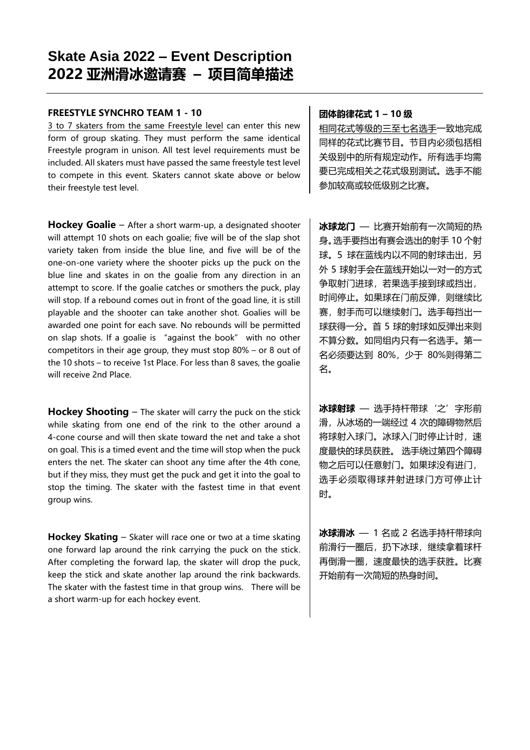# Skate Asia 2022 – Event Description
# 2022 亚洲滑冰邀请赛 – 项目简单描述

**FREESTYLE SYNCHRO TEAM 1 - 10**

3 to 7 skaters from the same Freestyle level can enter this new form of group skating. They must perform the same identical Freestyle program in unison. All test level requirements must be included. All skaters must have passed the same freestyle test level to compete in this event. Skaters cannot skate above or below their freestyle test level.

**团体韵律花式 1 – 10 级**

相同花式等级的三至七名选手一致地完成同样的花式比赛节目。节目内必须包括相关级别中的所有规定动作。所有选手均需要已完成相关之花式级别测试。选手不能参加较高或较低级别之比赛。

**Hockey Goalie** – After a short warm-up, a designated shooter will attempt 10 shots on each goalie; five will be of the slap shot variety taken from inside the blue line, and five will be of the one-on-one variety where the shooter picks up the puck on the blue line and skates in on the goalie from any direction in an attempt to score. If the goalie catches or smothers the puck, play will stop. If a rebound comes out in front of the goad line, it is still playable and the shooter can take another shot. Goalies will be awarded one point for each save. No rebounds will be permitted on slap shots. If a goalie is "against the book" with no other competitors in their age group, they must stop 80% – or 8 out of the 10 shots – to receive 1st Place. For less than 8 saves, the goalie will receive 2nd Place.

**冰球龙门** — 比赛开始前有一次简短的热身。选手要挡出有赛会选出的射手 10 个射球。5 球在蓝线内以不同的射球击出，另外 5 球射手会在蓝线开始以一对一的方式争取射门进球，若果选手接到球或挡出，时间停止。如果球在门前反弹，则继续比赛，射手而可以继续射门。选手每挡出一球获得一分。首 5 球的射球如反弹出来则不算分数。如同组内只有一名选手。第一名必须要达到 80%，少于 80%则得第二名。

**Hockey Shooting** – The skater will carry the puck on the stick while skating from one end of the rink to the other around a 4-cone course and will then skate toward the net and take a shot on goal. This is a timed event and the time will stop when the puck enters the net. The skater can shoot any time after the 4th cone, but if they miss, they must get the puck and get it into the goal to stop the timing. The skater with the fastest time in that event group wins.

**冰球射球** — 选手持杆带球'之'字形前滑，从冰场的一端经过 4 次的障碍物然后将球射入球门。冰球入门时停止计时，速度最快的球员获胜。 选手绕过第四个障碍物之后可以任意射门。如果球没有进门，选手必须取得球并射进球门方可停止计时。

**Hockey Skating** – Skater will race one or two at a time skating one forward lap around the rink carrying the puck on the stick. After completing the forward lap, the skater will drop the puck, keep the stick and skate another lap around the rink backwards. The skater with the fastest time in that group wins. There will be a short warm-up for each hockey event.

**冰球滑冰** — 1 名或 2 名选手持杆带球向前滑行一圈后，扔下冰球，继续拿着球杆再倒滑一圈，速度最快的选手获胜。比赛开始前有一次简短的热身时间。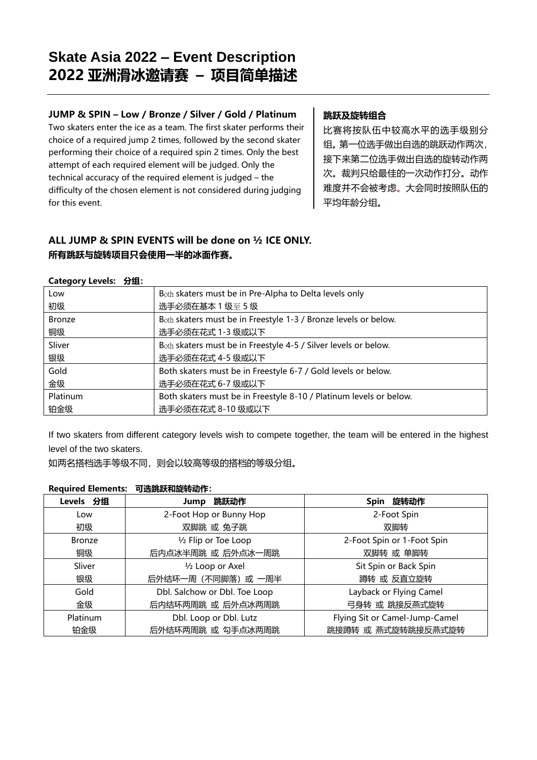# Skate Asia 2022 – Event Description
# 2022 亚洲滑冰邀请赛 – 项目简单描述

**JUMP & SPIN – Low / Bronze / Silver / Gold / Platinum**

Two skaters enter the ice as a team. The first skater performs their choice of a required jump 2 times, followed by the second skater performing their choice of a required spin 2 times. Only the best attempt of each required element will be judged. Only the technical accuracy of the required element is judged – the difficulty of the chosen element is not considered during judging for this event.

**跳跃及旋转组合**

比赛将按队伍中较高水平的选手级别分组。第一位选手做出自选的跳跃动作两次，接下来第二位选手做出自选的旋转动作两次。裁判只给最佳的一次动作打分。动作难度并不会被考虑。大会同时按照队伍的平均年龄分组。

**ALL JUMP & SPIN EVENTS will be done on ½ ICE ONLY.**
**所有跳跃与旋转项目只会使用一半的冰面作赛。**

**Category Levels: 分组:**

| | |
|---|---|
| Low<br>初级 | Both skaters must be in Pre-Alpha to Delta levels only<br>选手必须在基本 1 级至 5 级 |
| Bronze<br>铜级 | Both skaters must be in Freestyle 1-3 / Bronze levels or below.<br>选手必须在花式 1-3 级或以下 |
| Sliver<br>银级 | Both skaters must be in Freestyle 4-5 / Silver levels or below.<br>选手必须在花式 4-5 级或以下 |
| Gold<br>金级 | Both skaters must be in Freestyle 6-7 / Gold levels or below.<br>选手必须在花式 6-7 级或以下 |
| Platinum<br>铂金级 | Both skaters must be in Freestyle 8-10 / Platinum levels or below.<br>选手必须在花式 8-10 级或以下 |

If two skaters from different category levels wish to compete together, the team will be entered in the highest level of the two skaters.

如两名搭档选手等级不同，则会以较高等级的搭档的等级分组。

**Required Elements: 可选跳跃和旋转动作:**

| Levels 分组 | Jump 跳跃动作 | Spin 旋转动作 |
|---|---|---|
| Low<br>初级 | 2-Foot Hop or Bunny Hop<br>双脚跳 或 兔子跳 | 2-Foot Spin<br>双脚转 |
| Bronze<br>铜级 | ½ Flip or Toe Loop<br>后内点冰半周跳 或 后外点冰一周跳 | 2-Foot Spin or 1-Foot Spin<br>双脚转 或 单脚转 |
| Sliver<br>银级 | ½ Loop or Axel<br>后外结环一周（不同脚落）或 一周半 | Sit Spin or Back Spin<br>蹲转 或 反直立旋转 |
| Gold<br>金级 | Dbl. Salchow or Dbl. Toe Loop<br>后内结环两周跳 或 后外点冰两周跳 | Layback or Flying Camel<br>弓身转 或 跳接反燕式旋转 |
| Platinum<br>铂金级 | Dbl. Loop or Dbl. Lutz<br>后外结环两周跳 或 勾手点冰两周跳 | Flying Sit or Camel-Jump-Camel<br>跳接蹲转 或 燕式旋转跳接反燕式旋转 |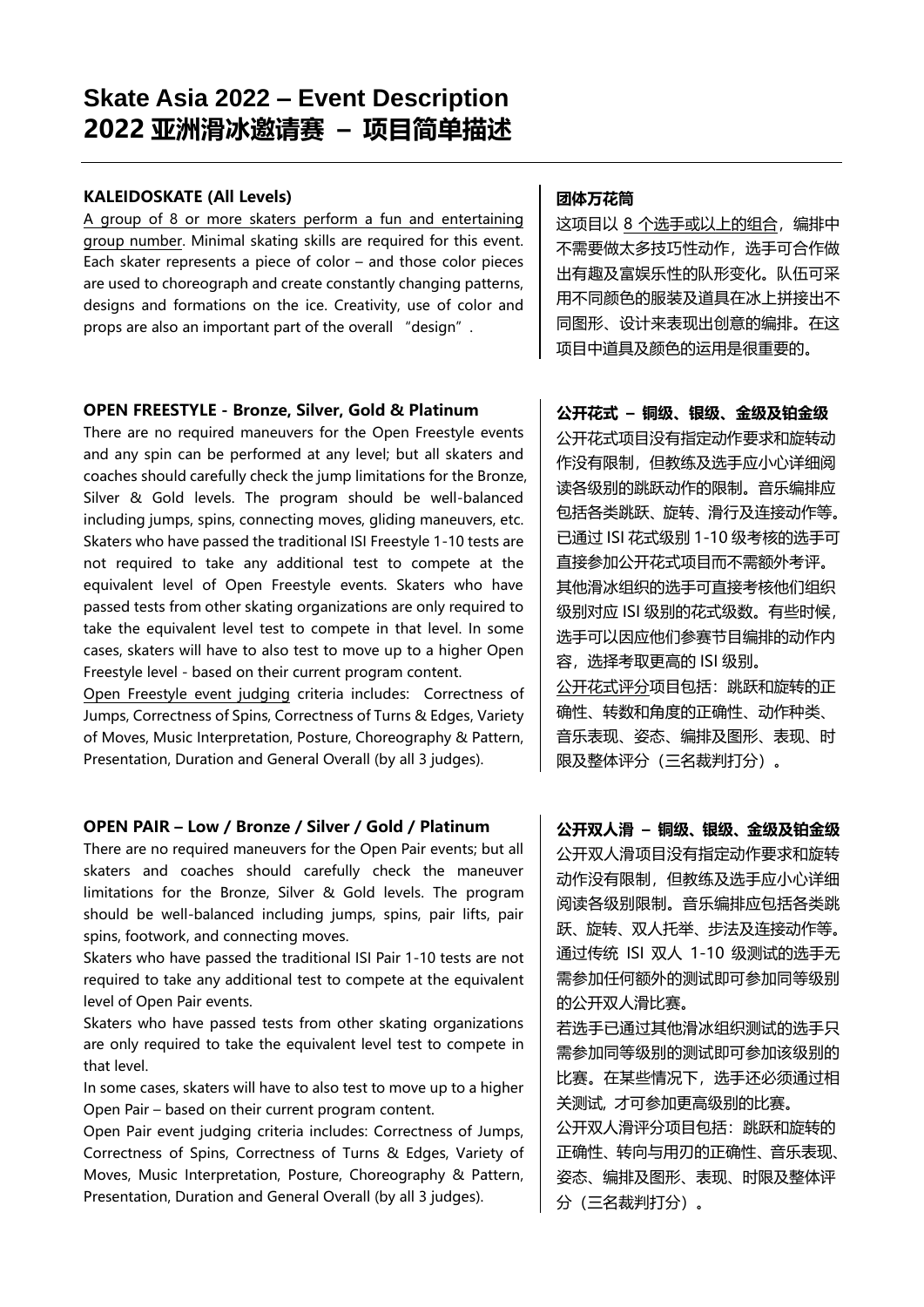# Skate Asia 2022 – Event Description
# 2022 亚洲滑冰邀请赛 – 项目简单描述

### KALEIDOSKATE (All Levels)

A group of 8 or more skaters perform a fun and entertaining group number. Minimal skating skills are required for this event. Each skater represents a piece of color – and those color pieces are used to choreograph and create constantly changing patterns, designs and formations on the ice. Creativity, use of color and props are also an important part of the overall "design".

### 团体万花筒

这项目以 8 个选手或以上的组合，编排中不需要做太多技巧性动作，选手可合作做出有趣及富娱乐性的队形变化。队伍可采用不同颜色的服装及道具在冰上拼接出不同图形、设计来表现出创意的编排。在这项目中道具及颜色的运用是很重要的。

### OPEN FREESTYLE - Bronze, Silver, Gold & Platinum

There are no required maneuvers for the Open Freestyle events and any spin can be performed at any level; but all skaters and coaches should carefully check the jump limitations for the Bronze, Silver & Gold levels. The program should be well-balanced including jumps, spins, connecting moves, gliding maneuvers, etc. Skaters who have passed the traditional ISI Freestyle 1-10 tests are not required to take any additional test to compete at the equivalent level of Open Freestyle events. Skaters who have passed tests from other skating organizations are only required to take the equivalent level test to compete in that level. In some cases, skaters will have to also test to move up to a higher Open Freestyle level - based on their current program content.

Open Freestyle event judging criteria includes: Correctness of Jumps, Correctness of Spins, Correctness of Turns & Edges, Variety of Moves, Music Interpretation, Posture, Choreography & Pattern, Presentation, Duration and General Overall (by all 3 judges).

### 公开花式 – 铜级、银级、金级及铂金级

公开花式项目没有指定动作要求和旋转动作没有限制，但教练及选手应小心详细阅读各级别的跳跃动作的限制。音乐编排应包括各类跳跃、旋转、滑行及连接动作等。已通过 ISI 花式级别 1-10 级考核的选手可直接参加公开花式项目而不需额外考评。其他滑冰组织的选手可直接考核他们组织级别对应 ISI 级别的花式级数。有些时候，选手可以因应他们参赛节目编排的动作内容，选择考取更高的 ISI 级别。

公开花式评分项目包括：跳跃和旋转的正确性、转数和角度的正确性、动作种类、音乐表现、姿态、编排及图形、表现、时限及整体评分（三名裁判打分）。

### OPEN PAIR – Low / Bronze / Silver / Gold / Platinum

There are no required maneuvers for the Open Pair events; but all skaters and coaches should carefully check the maneuver limitations for the Bronze, Silver & Gold levels. The program should be well-balanced including jumps, spins, pair lifts, pair spins, footwork, and connecting moves.

Skaters who have passed the traditional ISI Pair 1-10 tests are not required to take any additional test to compete at the equivalent level of Open Pair events.

Skaters who have passed tests from other skating organizations are only required to take the equivalent level test to compete in that level.

In some cases, skaters will have to also test to move up to a higher Open Pair – based on their current program content.

Open Pair event judging criteria includes: Correctness of Jumps, Correctness of Spins, Correctness of Turns & Edges, Variety of Moves, Music Interpretation, Posture, Choreography & Pattern, Presentation, Duration and General Overall (by all 3 judges).

### 公开双人滑 – 铜级、银级、金级及铂金级

公开双人滑项目没有指定动作要求和旋转动作没有限制，但教练及选手应小心详细阅读各级别限制。音乐编排应包括各类跳跃、旋转、双人托举、步法及连接动作等。通过传统 ISI 双人 1-10 级测试的选手无需参加任何额外的测试即可参加同等级别的公开双人滑比赛。

若选手已通过其他滑冰组织测试的选手只需参加同等级别的测试即可参加该级别的比赛。在某些情况下，选手还必须通过相关测试，才可参加更高级别的比赛。

公开双人滑评分项目包括：跳跃和旋转的正确性、转向与用刃的正确性、音乐表现、姿态、编排及图形、表现、时限及整体评分（三名裁判打分）。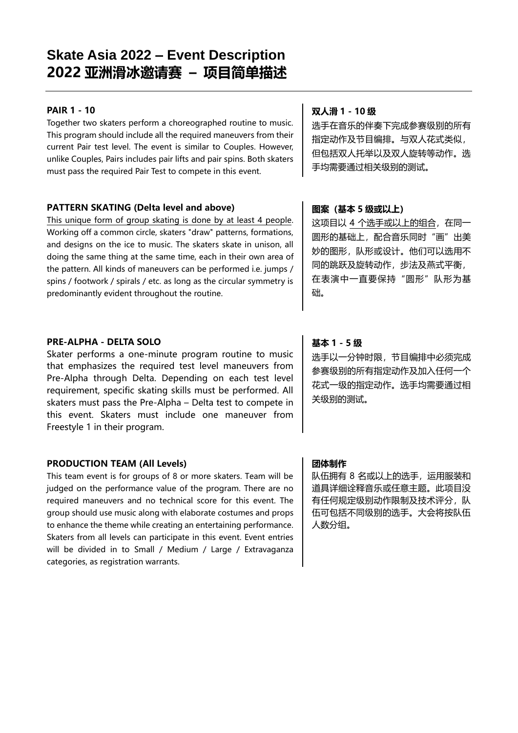# Skate Asia 2022 – Event Description
# 2022 亚洲滑冰邀请赛 – 项目简单描述

**PAIR 1 - 10**

Together two skaters perform a choreographed routine to music. This program should include all the required maneuvers from their current Pair test level. The event is similar to Couples. However, unlike Couples, Pairs includes pair lifts and pair spins. Both skaters must pass the required Pair Test to compete in this event.

**双人滑 1 - 10 级**

选手在音乐的伴奏下完成参赛级别的所有指定动作及节目编排。与双人花式类似，但包括双人托举以及双人旋转等动作。选手均需要通过相关级别的测试。

**PATTERN SKATING (Delta level and above)**

This unique form of group skating is done by at least 4 people. Working off a common circle, skaters "draw" patterns, formations, and designs on the ice to music. The skaters skate in unison, all doing the same thing at the same time, each in their own area of the pattern. All kinds of maneuvers can be performed i.e. jumps / spins / footwork / spirals / etc. as long as the circular symmetry is predominantly evident throughout the routine.

**图案（基本 5 级或以上）**

这项目以 4 个选手或以上的组合，在同一圆形的基础上，配合音乐同时"画"出美妙的图形，队形或设计。他们可以选用不同的跳跃及旋转动作，步法及燕式平衡，在表演中一直要保持"圆形"队形为基础。

**PRE-ALPHA - DELTA SOLO**

Skater performs a one-minute program routine to music that emphasizes the required test level maneuvers from Pre-Alpha through Delta. Depending on each test level requirement, specific skating skills must be performed. All skaters must pass the Pre-Alpha – Delta test to compete in this event. Skaters must include one maneuver from Freestyle 1 in their program.

**基本 1 - 5 级**

选手以一分钟时限，节目编排中必须完成参赛级别的所有指定动作及加入任何一个花式一级的指定动作。选手均需要通过相关级别的测试。

**PRODUCTION TEAM (All Levels)**

This team event is for groups of 8 or more skaters. Team will be judged on the performance value of the program. There are no required maneuvers and no technical score for this event. The group should use music along with elaborate costumes and props to enhance the theme while creating an entertaining performance. Skaters from all levels can participate in this event. Event entries will be divided in to Small / Medium / Large / Extravaganza categories, as registration warrants.

**团体制作**

队伍拥有 8 名或以上的选手，运用服装和道具详细诠释音乐或任意主题。此项目没有任何规定级别动作限制及技术评分，队伍可包括不同级别的选手。大会将按队伍人数分组。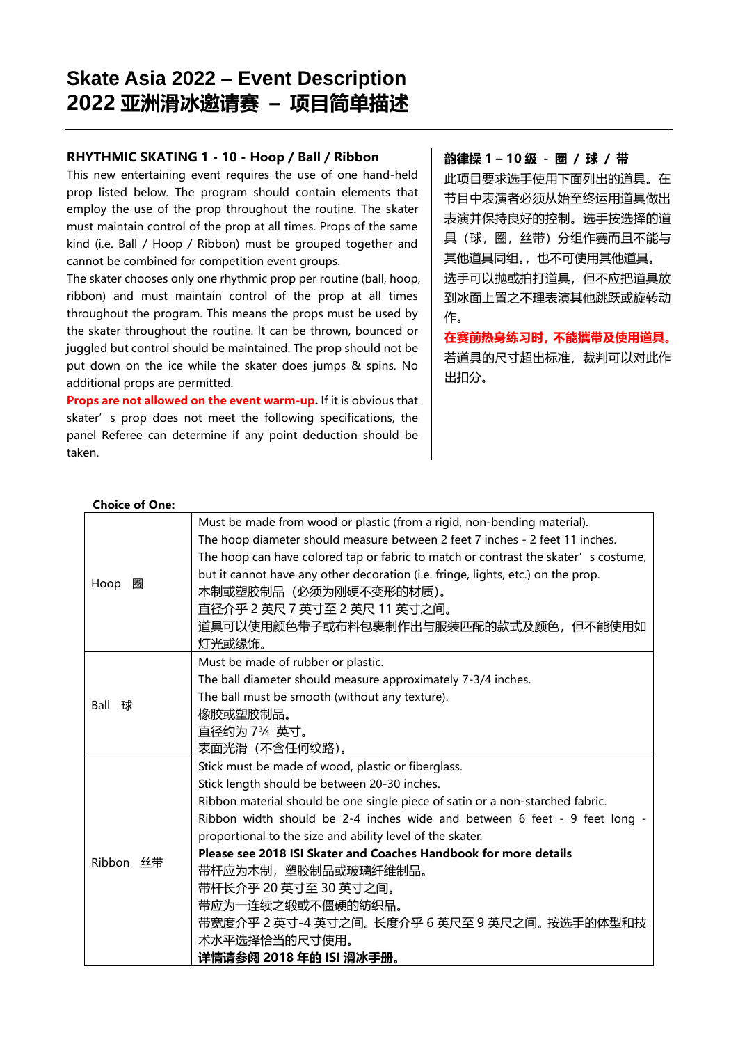# Skate Asia 2022 – Event Description
# 2022 亚洲滑冰邀请赛 – 项目简单描述

### RHYTHMIC SKATING 1 - 10 - Hoop / Ball / Ribbon

This new entertaining event requires the use of one hand-held prop listed below. The program should contain elements that employ the use of the prop throughout the routine. The skater must maintain control of the prop at all times. Props of the same kind (i.e. Ball / Hoop / Ribbon) must be grouped together and cannot be combined for competition event groups.

The skater chooses only one rhythmic prop per routine (ball, hoop, ribbon) and must maintain control of the prop at all times throughout the program. This means the props must be used by the skater throughout the routine. It can be thrown, bounced or juggled but control should be maintained. The prop should not be put down on the ice while the skater does jumps & spins. No additional props are permitted.

**Props are not allowed on the event warm-up.** If it is obvious that skater' s prop does not meet the following specifications, the panel Referee can determine if any point deduction should be taken.

### 韵律操 1 – 10 级 - 圈 / 球 / 带

此项目要求选手使用下面列出的道具。在节目中表演者必须从始至终运用道具做出表演并保持良好的控制。选手按选择的道具（球，圈，丝带）分组作赛而且不能与其他道具同组。，也不可使用其他道具。

选手可以抛或拍打道具，但不应把道具放到冰面上置之不理表演其他跳跃或旋转动作。

**在赛前热身练习时，不能携带及使用道具。**

若道具的尺寸超出标准，裁判可以对此作出扣分。

**Choice of One:**

| | |
|---|---|
| Hoop 圈 | Must be made from wood or plastic (from a rigid, non-bending material).<br>The hoop diameter should measure between 2 feet 7 inches - 2 feet 11 inches.<br>The hoop can have colored tap or fabric to match or contrast the skater' s costume, but it cannot have any other decoration (i.e. fringe, lights, etc.) on the prop.<br>木制或塑胶制品（必须为刚硬不变形的材质）。<br>直径介乎 2 英尺 7 英寸至 2 英尺 11 英寸之间。<br>道具可以使用颜色带子或布料包裹制作出与服装匹配的款式及颜色，但不能使用如灯光或缘饰。 |
| Ball 球 | Must be made of rubber or plastic.<br>The ball diameter should measure approximately 7-3/4 inches.<br>The ball must be smooth (without any texture).<br>橡胶或塑胶制品。<br>直径约为 7¾ 英寸。<br>表面光滑（不含任何纹路）。 |
| Ribbon 丝带 | Stick must be made of wood, plastic or fiberglass.<br>Stick length should be between 20-30 inches.<br>Ribbon material should be one single piece of satin or a non-starched fabric.<br>Ribbon width should be 2-4 inches wide and between 6 feet - 9 feet long - proportional to the size and ability level of the skater.<br>**Please see 2018 ISI Skater and Coaches Handbook for more details**<br>带杆应为木制，塑胶制品或玻璃纤维制品。<br>带杆长介乎 20 英寸至 30 英寸之间。<br>带应为一连续之缎或不僵硬的紡织品。<br>带宽度介乎 2 英寸-4 英寸之间。长度介乎 6 英尺至 9 英尺之间。按选手的体型和技术水平选择恰当的尺寸使用。<br>**详情请参阅 2018 年的 ISI 滑冰手册。** |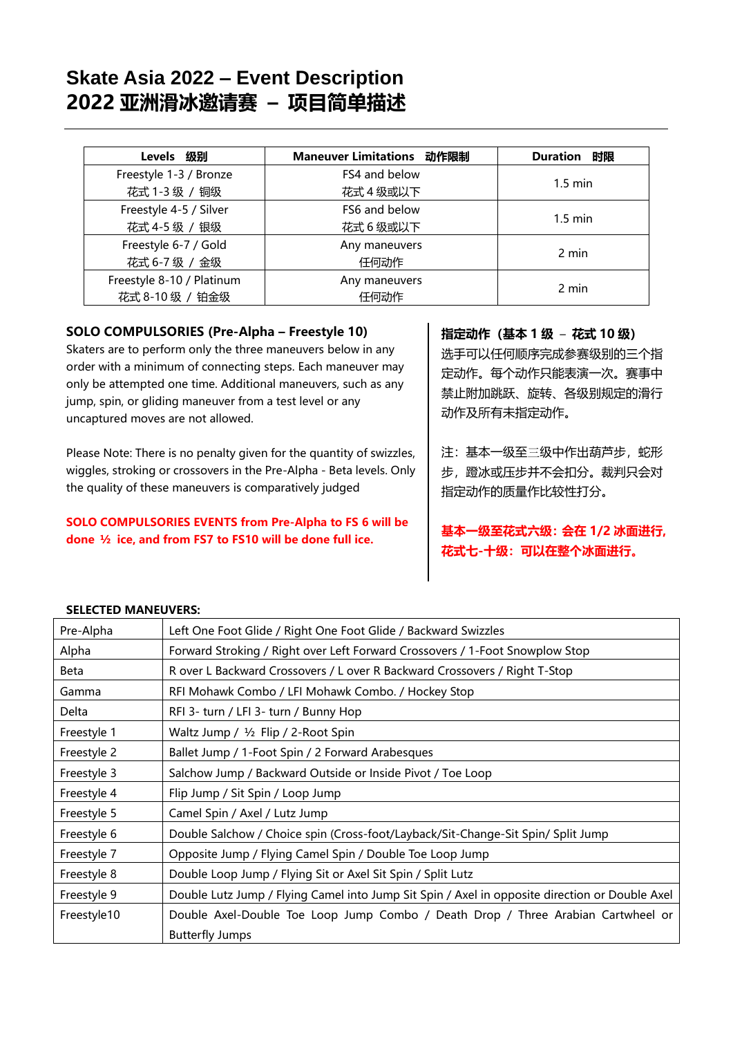# Skate Asia 2022 – Event Description
# 2022 亚洲滑冰邀请赛 – 项目简单描述

| Levels 级别 | Maneuver Limitations 动作限制 | Duration 时限 |
|---|---|---|
| Freestyle 1-3 / Bronze<br>花式 1-3 级 / 铜级 | FS4 and below<br>花式 4 级或以下 | 1.5 min |
| Freestyle 4-5 / Silver<br>花式 4-5 级 / 银级 | FS6 and below<br>花式 6 级或以下 | 1.5 min |
| Freestyle 6-7 / Gold<br>花式 6-7 级 / 金级 | Any maneuvers<br>任何动作 | 2 min |
| Freestyle 8-10 / Platinum<br>花式 8-10 级 / 铂金级 | Any maneuvers<br>任何动作 | 2 min |

**SOLO COMPULSORIES (Pre-Alpha – Freestyle 10)**

Skaters are to perform only the three maneuvers below in any order with a minimum of connecting steps. Each maneuver may only be attempted one time. Additional maneuvers, such as any jump, spin, or gliding maneuver from a test level or any uncaptured moves are not allowed.

Please Note: There is no penalty given for the quantity of swizzles, wiggles, stroking or crossovers in the Pre-Alpha - Beta levels. Only the quality of these maneuvers is comparatively judged

**SOLO COMPULSORIES EVENTS from Pre-Alpha to FS 6 will be done ½ ice, and from FS7 to FS10 will be done full ice.**

**指定动作（基本 1 级 – 花式 10 级）**

选手可以任何顺序完成参赛级别的三个指定动作。每个动作只能表演一次。赛事中禁止附加跳跃、旋转、各级别规定的滑行动作及所有未指定动作。

注：基本一级至三级中作出葫芦步，蛇形步，蹬冰或压步并不会扣分。裁判只会对指定动作的质量作比较性打分。

**基本一级至花式六级：会在 1/2 冰面进行，花式七-十级：可以在整个冰面进行。**

**SELECTED MANEUVERS:**

| Level | Maneuvers |
|---|---|
| Pre-Alpha | Left One Foot Glide / Right One Foot Glide / Backward Swizzles |
| Alpha | Forward Stroking / Right over Left Forward Crossovers / 1-Foot Snowplow Stop |
| Beta | R over L Backward Crossovers / L over R Backward Crossovers / Right T-Stop |
| Gamma | RFI Mohawk Combo / LFI Mohawk Combo. / Hockey Stop |
| Delta | RFI 3- turn / LFI 3- turn / Bunny Hop |
| Freestyle 1 | Waltz Jump / ½ Flip / 2-Root Spin |
| Freestyle 2 | Ballet Jump / 1-Foot Spin / 2 Forward Arabesques |
| Freestyle 3 | Salchow Jump / Backward Outside or Inside Pivot / Toe Loop |
| Freestyle 4 | Flip Jump / Sit Spin / Loop Jump |
| Freestyle 5 | Camel Spin / Axel / Lutz Jump |
| Freestyle 6 | Double Salchow / Choice spin (Cross-foot/Layback/Sit-Change-Sit Spin/ Split Jump |
| Freestyle 7 | Opposite Jump / Flying Camel Spin / Double Toe Loop Jump |
| Freestyle 8 | Double Loop Jump / Flying Sit or Axel Sit Spin / Split Lutz |
| Freestyle 9 | Double Lutz Jump / Flying Camel into Jump Sit Spin / Axel in opposite direction or Double Axel |
| Freestyle10 | Double Axel-Double Toe Loop Jump Combo / Death Drop / Three Arabian Cartwheel or Butterfly Jumps |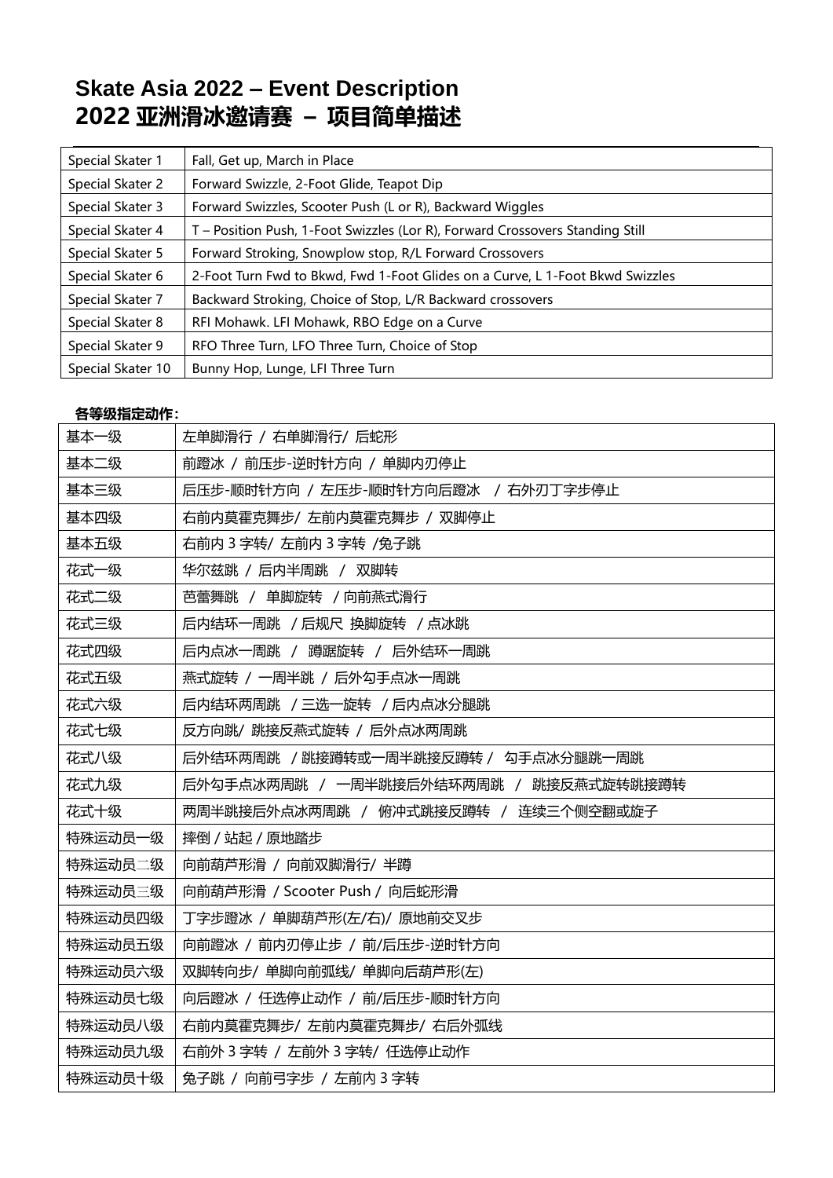# Skate Asia 2022 – Event Description
# 2022 亚洲滑冰邀请赛 – 项目简单描述

| Special Skater 1 | Fall, Get up, March in Place |
|---|---|
| Special Skater 2 | Forward Swizzle, 2-Foot Glide, Teapot Dip |
| Special Skater 3 | Forward Swizzles, Scooter Push (L or R), Backward Wiggles |
| Special Skater 4 | T – Position Push, 1-Foot Swizzles (Lor R), Forward Crossovers Standing Still |
| Special Skater 5 | Forward Stroking, Snowplow stop, R/L Forward Crossovers |
| Special Skater 6 | 2-Foot Turn Fwd to Bkwd, Fwd 1-Foot Glides on a Curve, L 1-Foot Bkwd Swizzles |
| Special Skater 7 | Backward Stroking, Choice of Stop, L/R Backward crossovers |
| Special Skater 8 | RFI Mohawk. LFI Mohawk, RBO Edge on a Curve |
| Special Skater 9 | RFO Three Turn, LFO Three Turn, Choice of Stop |
| Special Skater 10 | Bunny Hop, Lunge, LFI Three Turn |

**各等级指定动作:**

| 基本一级 | 左单脚滑行 / 右单脚滑行/ 后蛇形 |
|---|---|
| 基本二级 | 前蹬冰 / 前压步-逆时针方向 / 单脚内刃停止 |
| 基本三级 | 后压步-顺时针方向 / 左压步-顺时针方向后蹬冰 / 右外刃丁字步停止 |
| 基本四级 | 右前内莫霍克舞步/ 左前内莫霍克舞步 / 双脚停止 |
| 基本五级 | 右前内 3 字转/ 左前内 3 字转 /兔子跳 |
| 花式一级 | 华尔兹跳 / 后内半周跳 / 双脚转 |
| 花式二级 | 芭蕾舞跳 / 单脚旋转 / 向前燕式滑行 |
| 花式三级 | 后内结环一周跳 / 后规尺 换脚旋转 / 点冰跳 |
| 花式四级 | 后内点冰一周跳 / 蹲踞旋转 / 后外结环一周跳 |
| 花式五级 | 燕式旋转 / 一周半跳 / 后外勾手点冰一周跳 |
| 花式六级 | 后内结环两周跳 / 三选一旋转 / 后内点冰分腿跳 |
| 花式七级 | 反方向跳/ 跳接反燕式旋转 / 后外点冰两周跳 |
| 花式八级 | 后外结环两周跳 / 跳接蹲转或一周半跳接反蹲转 / 勾手点冰分腿跳一周跳 |
| 花式九级 | 后外勾手点冰两周跳 / 一周半跳接后外结环两周跳 / 跳接反燕式旋转跳接蹲转 |
| 花式十级 | 两周半跳接后外点冰两周跳 / 俯冲式跳接反蹲转 / 连续三个侧空翻或旋子 |
| 特殊运动员一级 | 摔倒 / 站起 / 原地踏步 |
| 特殊运动员二级 | 向前葫芦形滑 / 向前双脚滑行/ 半蹲 |
| 特殊运动员三级 | 向前葫芦形滑 / Scooter Push / 向后蛇形滑 |
| 特殊运动员四级 | 丁字步蹬冰 / 单脚葫芦形(左/右)/ 原地前交叉步 |
| 特殊运动员五级 | 向前蹬冰 / 前内刃停止步 / 前/后压步-逆时针方向 |
| 特殊运动员六级 | 双脚转向步/ 单脚向前弧线/ 单脚向后葫芦形(左) |
| 特殊运动员七级 | 向后蹬冰 / 任选停止动作 / 前/后压步-顺时针方向 |
| 特殊运动员八级 | 右前内莫霍克舞步/ 左前内莫霍克舞步/ 右后外弧线 |
| 特殊运动员九级 | 右前外 3 字转 / 左前外 3 字转/ 任选停止动作 |
| 特殊运动员十级 | 兔子跳 / 向前弓字步 / 左前内 3 字转 |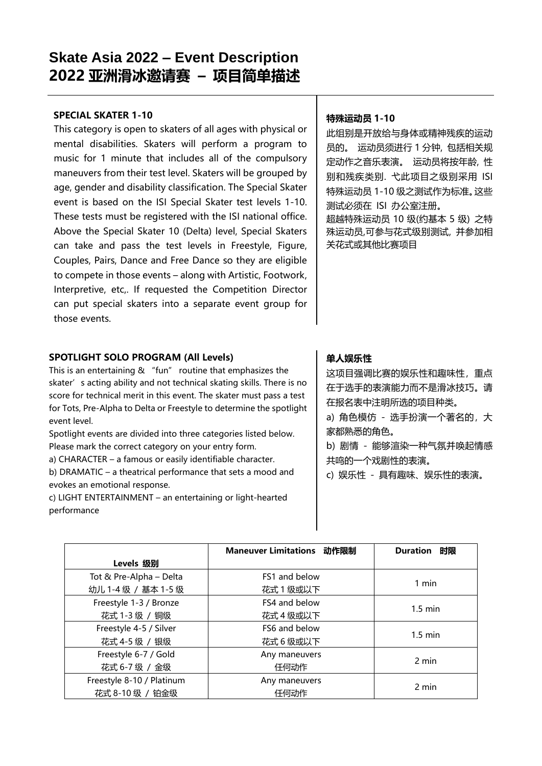# Skate Asia 2022 – Event Description
# 2022 亚洲滑冰邀请赛 – 项目简单描述

**SPECIAL SKATER 1-10**

This category is open to skaters of all ages with physical or mental disabilities. Skaters will perform a program to music for 1 minute that includes all of the compulsory maneuvers from their test level. Skaters will be grouped by age, gender and disability classification. The Special Skater event is based on the ISI Special Skater test levels 1-10. These tests must be registered with the ISI national office. Above the Special Skater 10 (Delta) level, Special Skaters can take and pass the test levels in Freestyle, Figure, Couples, Pairs, Dance and Free Dance so they are eligible to compete in those events – along with Artistic, Footwork, Interpretive, etc,. If requested the Competition Director can put special skaters into a separate event group for those events.

**特殊运动员 1-10**

此组别是开放给与身体或精神残疾的运动员的。 运动员须进行 1 分钟, 包括相关规定动作之音乐表演。 运动员将按年龄, 性别和残疾类别. 弋此项目之级别采用 ISI 特殊运动员 1-10 级之测试作为标准。这些测试必须在 ISI 办公室注册。

超越特殊运动员 10 级(约基本 5 级) 之特殊运动员,可参与花式级别测试, 并参加相关花式或其他比赛项目

**SPOTLIGHT SOLO PROGRAM (All Levels)**

This is an entertaining & "fun" routine that emphasizes the skater's acting ability and not technical skating skills. There is no score for technical merit in this event. The skater must pass a test for Tots, Pre-Alpha to Delta or Freestyle to determine the spotlight event level.

Spotlight events are divided into three categories listed below. Please mark the correct category on your entry form.

a) CHARACTER – a famous or easily identifiable character.

b) DRAMATIC – a theatrical performance that sets a mood and evokes an emotional response.

c) LIGHT ENTERTAINMENT – an entertaining or light-hearted performance

**单人娱乐性**

这项目强调比赛的娱乐性和趣味性，重点在于选手的表演能力而不是滑冰技巧。请在报名表中注明所选的项目种类。

a) 角色模仿 - 选手扮演一个著名的，大家都熟悉的角色。

b) 剧情 - 能够渲染一种气氛并唤起情感共鸣的一个戏剧性的表演。

c) 娱乐性 - 具有趣味、娱乐性的表演。

| Levels 级别 | Maneuver Limitations 动作限制 | Duration 时限 |
|---|---|---|
| Tot & Pre-Alpha – Delta<br>幼儿 1-4 级 / 基本 1-5 级 | FS1 and below<br>花式 1 级或以下 | 1 min |
| Freestyle 1-3 / Bronze<br>花式 1-3 级 / 铜级 | FS4 and below<br>花式 4 级或以下 | 1.5 min |
| Freestyle 4-5 / Silver<br>花式 4-5 级 / 银级 | FS6 and below<br>花式 6 级或以下 | 1.5 min |
| Freestyle 6-7 / Gold<br>花式 6-7 级 / 金级 | Any maneuvers<br>任何动作 | 2 min |
| Freestyle 8-10 / Platinum<br>花式 8-10 级 / 铂金级 | Any maneuvers<br>任何动作 | 2 min |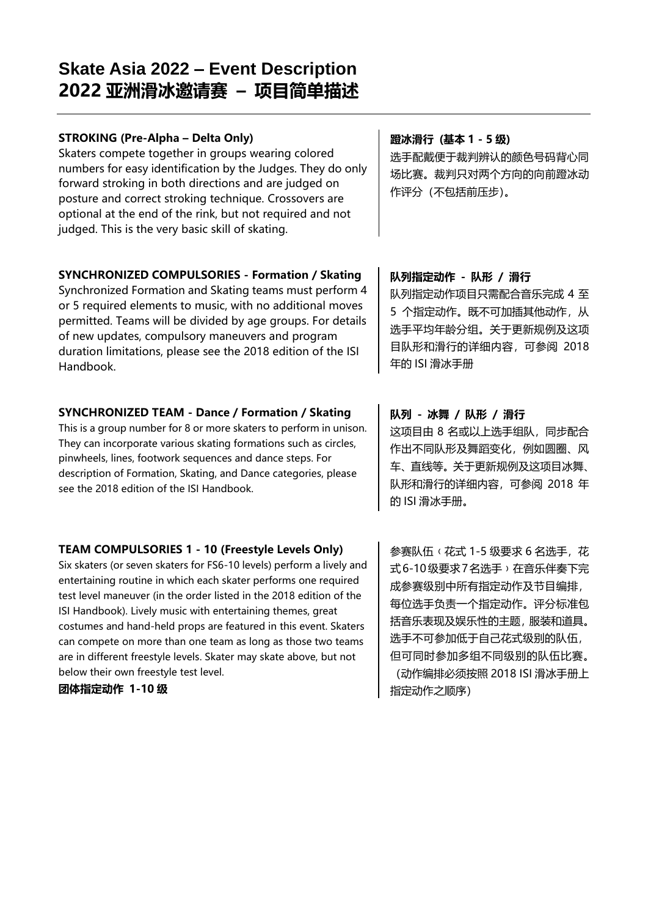# Skate Asia 2022 – Event Description
# 2022 亚洲滑冰邀请赛 – 项目简单描述

**STROKING (Pre-Alpha – Delta Only)**
Skaters compete together in groups wearing colored numbers for easy identification by the Judges. They do only forward stroking in both directions and are judged on posture and correct stroking technique. Crossovers are optional at the end of the rink, but not required and not judged. This is the very basic skill of skating.

**蹬冰滑行（基本 1 - 5 级）**
选手配戴便于裁判辨认的颜色号码背心同场比赛。裁判只对两个方向的向前蹬冰动作评分（不包括前压步）。

**SYNCHRONIZED COMPULSORIES - Formation / Skating**
Synchronized Formation and Skating teams must perform 4 or 5 required elements to music, with no additional moves permitted. Teams will be divided by age groups. For details of new updates, compulsory maneuvers and program duration limitations, please see the 2018 edition of the ISI Handbook.

**队列指定动作 - 队形 / 滑行**
队列指定动作项目只需配合音乐完成 4 至 5 个指定动作。既不可加插其他动作，从选手平均年龄分组。关于更新规例及这项目队形和滑行的详细内容，可参阅 2018 年的 ISI 滑冰手册

**SYNCHRONIZED TEAM - Dance / Formation / Skating**
This is a group number for 8 or more skaters to perform in unison. They can incorporate various skating formations such as circles, pinwheels, lines, footwork sequences and dance steps. For description of Formation, Skating, and Dance categories, please see the 2018 edition of the ISI Handbook.

**队列 - 冰舞 / 队形 / 滑行**
这项目由 8 名或以上选手组队，同步配合作出不同队形及舞蹈变化，例如圆圈、风车、直线等。关于更新规例及这项目冰舞、队形和滑行的详细内容，可参阅 2018 年的 ISI 滑冰手册。

**TEAM COMPULSORIES 1 - 10 (Freestyle Levels Only)**
Six skaters (or seven skaters for FS6-10 levels) perform a lively and entertaining routine in which each skater performs one required test level maneuver (in the order listed in the 2018 edition of the ISI Handbook). Lively music with entertaining themes, great costumes and hand-held props are featured in this event. Skaters can compete on more than one team as long as those two teams are in different freestyle levels. Skater may skate above, but not below their own freestyle test level.

**团体指定动作 1-10 级**
参赛队伍（花式 1-5 级要求 6 名选手，花式6-10级要求7名选手）在音乐伴奏下完成参赛级别中所有指定动作及节目编排，每位选手负责一个指定动作。评分标准包括音乐表现及娱乐性的主题，服装和道具。选手不可参加低于自己花式级别的队伍，但可同时参加多组不同级别的队伍比赛。（动作编排必须按照 2018 ISI 滑冰手册上指定动作之顺序）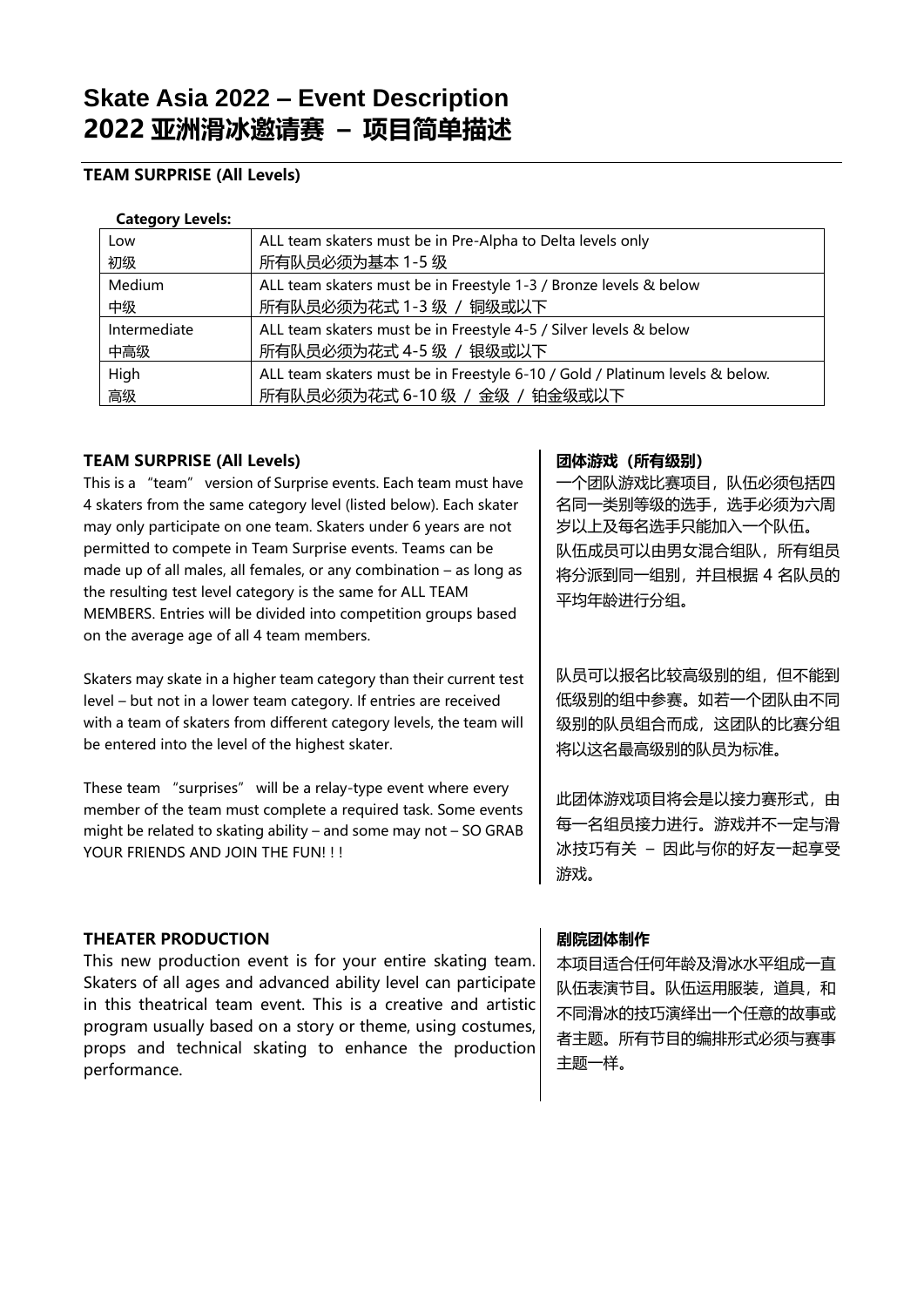# Skate Asia 2022 – Event Description
# 2022 亚洲滑冰邀请赛 – 项目简单描述

### TEAM SURPRISE (All Levels)

**Category Levels:**

| Level | Description |
| --- | --- |
| Low<br>初级 | ALL team skaters must be in Pre-Alpha to Delta levels only<br>所有队员必须为基本 1-5 级 |
| Medium<br>中级 | ALL team skaters must be in Freestyle 1-3 / Bronze levels & below<br>所有队员必须为花式 1-3 级 / 铜级或以下 |
| Intermediate<br>中高级 | ALL team skaters must be in Freestyle 4-5 / Silver levels & below<br>所有队员必须为花式 4-5 级 / 银级或以下 |
| High<br>高级 | ALL team skaters must be in Freestyle 6-10 / Gold / Platinum levels & below.<br>所有队员必须为花式 6-10 级 / 金级 / 铂金级或以下 |

### TEAM SURPRISE (All Levels)

This is a "team" version of Surprise events. Each team must have 4 skaters from the same category level (listed below). Each skater may only participate on one team. Skaters under 6 years are not permitted to compete in Team Surprise events. Teams can be made up of all males, all females, or any combination – as long as the resulting test level category is the same for ALL TEAM MEMBERS. Entries will be divided into competition groups based on the average age of all 4 team members.

Skaters may skate in a higher team category than their current test level – but not in a lower team category. If entries are received with a team of skaters from different category levels, the team will be entered into the level of the highest skater.

These team "surprises" will be a relay-type event where every member of the team must complete a required task. Some events might be related to skating ability – and some may not – SO GRAB YOUR FRIENDS AND JOIN THE FUN! ! !

### 团体游戏（所有级别）

一个团队游戏比赛项目，队伍必须包括四名同一类别等级的选手，选手必须为六周岁以上及每名选手只能加入一个队伍。队伍成员可以由男女混合组队，所有组员将分派到同一组别，并且根据 4 名队员的平均年龄进行分组。

队员可以报名比较高级别的组，但不能到低级别的组中参赛。如若一个团队由不同级别的队员组合而成，这团队的比赛分组将以这名最高级别的队员为标准。

此团体游戏项目将会是以接力赛形式，由每一名组员接力进行。游戏并不一定与滑冰技巧有关 – 因此与你的好友一起享受游戏。

### THEATER PRODUCTION

This new production event is for your entire skating team. Skaters of all ages and advanced ability level can participate in this theatrical team event. This is a creative and artistic program usually based on a story or theme, using costumes, props and technical skating to enhance the production performance.

### 剧院团体制作

本项目适合任何年龄及滑冰水平组成一直队伍表演节目。队伍运用服装，道具，和不同滑冰的技巧演绎出一个任意的故事或者主题。所有节目的编排形式必须与赛事主题一样。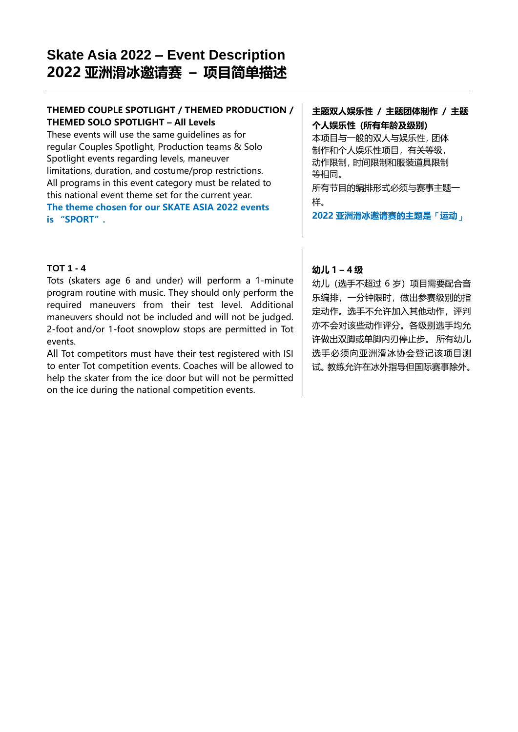# Skate Asia 2022 – Event Description
# 2022 亚洲滑冰邀请赛 – 项目简单描述

**THEMED COUPLE SPOTLIGHT / THEMED PRODUCTION / THEMED SOLO SPOTLIGHT – All Levels**

These events will use the same guidelines as for regular Couples Spotlight, Production teams & Solo Spotlight events regarding levels, maneuver limitations, duration, and costume/prop restrictions. All programs in this event category must be related to this national event theme set for the current year.

**The theme chosen for our SKATE ASIA 2022 events is "SPORT".**

**主题双人娱乐性 / 主题团体制作 / 主题个人娱乐性（所有年龄及级别）**

本项目与一般的双人与娱乐性，团体制作和个人娱乐性项目，有关等级，动作限制，时间限制和服装道具限制等相同。

所有节目的编排形式必须与赛事主题一样。

**2022 亚洲滑冰邀请赛的主题是「运动」**

**TOT 1 - 4**

Tots (skaters age 6 and under) will perform a 1-minute program routine with music. They should only perform the required maneuvers from their test level. Additional maneuvers should not be included and will not be judged. 2-foot and/or 1-foot snowplow stops are permitted in Tot events.

All Tot competitors must have their test registered with ISI to enter Tot competition events. Coaches will be allowed to help the skater from the ice door but will not be permitted on the ice during the national competition events.

**幼儿 1 – 4 级**

幼儿（选手不超过 6 岁）项目需要配合音乐编排，一分钟限时，做出参赛级别的指定动作。选手不允许加入其他动作，评判亦不会对该些动作评分。各级别选手均允许做出双脚或单脚内刃停止步。 所有幼儿选手必须向亚洲滑冰协会登记该项目测试。教练允许在冰外指导但国际赛事除外。